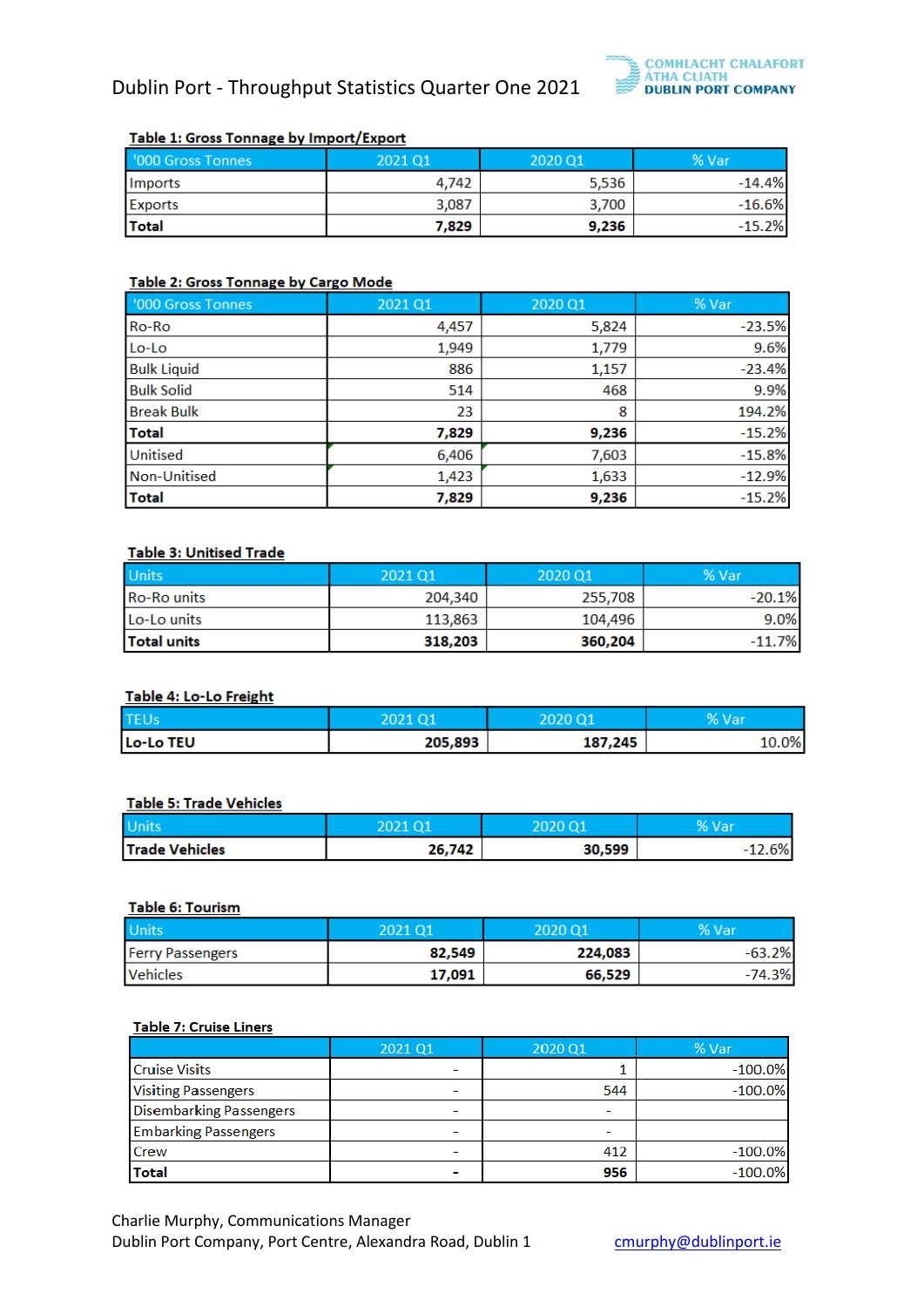# Dublin Port - Throughput Statistics Quarter One 2021

COMHLACHT CHALAFORT ÁTHA CLIATH
DUBLIN PORT COMPANY

**Table 1: Gross Tonnage by Import/Export**

| '000 Gross Tonnes | 2021 Q1 | 2020 Q1 | % Var |
|---|---|---|---|
| Imports | 4,742 | 5,536 | -14.4% |
| Exports | 3,087 | 3,700 | -16.6% |
| **Total** | **7,829** | **9,236** | -15.2% |

**Table 2: Gross Tonnage by Cargo Mode**

| '000 Gross Tonnes | 2021 Q1 | 2020 Q1 | % Var |
|---|---|---|---|
| Ro-Ro | 4,457 | 5,824 | -23.5% |
| Lo-Lo | 1,949 | 1,779 | 9.6% |
| Bulk Liquid | 886 | 1,157 | -23.4% |
| Bulk Solid | 514 | 468 | 9.9% |
| Break Bulk | 23 | 8 | 194.2% |
| **Total** | **7,829** | **9,236** | -15.2% |
| Unitised | 6,406 | 7,603 | -15.8% |
| Non-Unitised | 1,423 | 1,633 | -12.9% |
| **Total** | **7,829** | **9,236** | -15.2% |

**Table 3: Unitised Trade**

| Units | 2021 Q1 | 2020 Q1 | % Var |
|---|---|---|---|
| Ro-Ro units | 204,340 | 255,708 | -20.1% |
| Lo-Lo units | 113,863 | 104,496 | 9.0% |
| **Total units** | **318,203** | **360,204** | -11.7% |

**Table 4: Lo-Lo Freight**

| TEUs | 2021 Q1 | 2020 Q1 | % Var |
|---|---|---|---|
| **Lo-Lo TEU** | **205,893** | **187,245** | 10.0% |

**Table 5: Trade Vehicles**

| Units | 2021 Q1 | 2020 Q1 | % Var |
|---|---|---|---|
| **Trade Vehicles** | **26,742** | **30,599** | -12.6% |

**Table 6: Tourism**

| Units | 2021 Q1 | 2020 Q1 | % Var |
|---|---|---|---|
| Ferry Passengers | **82,549** | **224,083** | -63.2% |
| Vehicles | **17,091** | **66,529** | -74.3% |

**Table 7: Cruise Liners**

| | 2021 Q1 | 2020 Q1 | % Var |
|---|---|---|---|
| Cruise Visits | - | 1 | -100.0% |
| Visiting Passengers | - | 544 | -100.0% |
| Disembarking Passengers | - | - | |
| Embarking Passengers | - | - | |
| Crew | - | 412 | -100.0% |
| **Total** | **-** | **956** | -100.0% |

Charlie Murphy, Communications Manager
Dublin Port Company, Port Centre, Alexandra Road, Dublin 1 cmurphy@dublinport.ie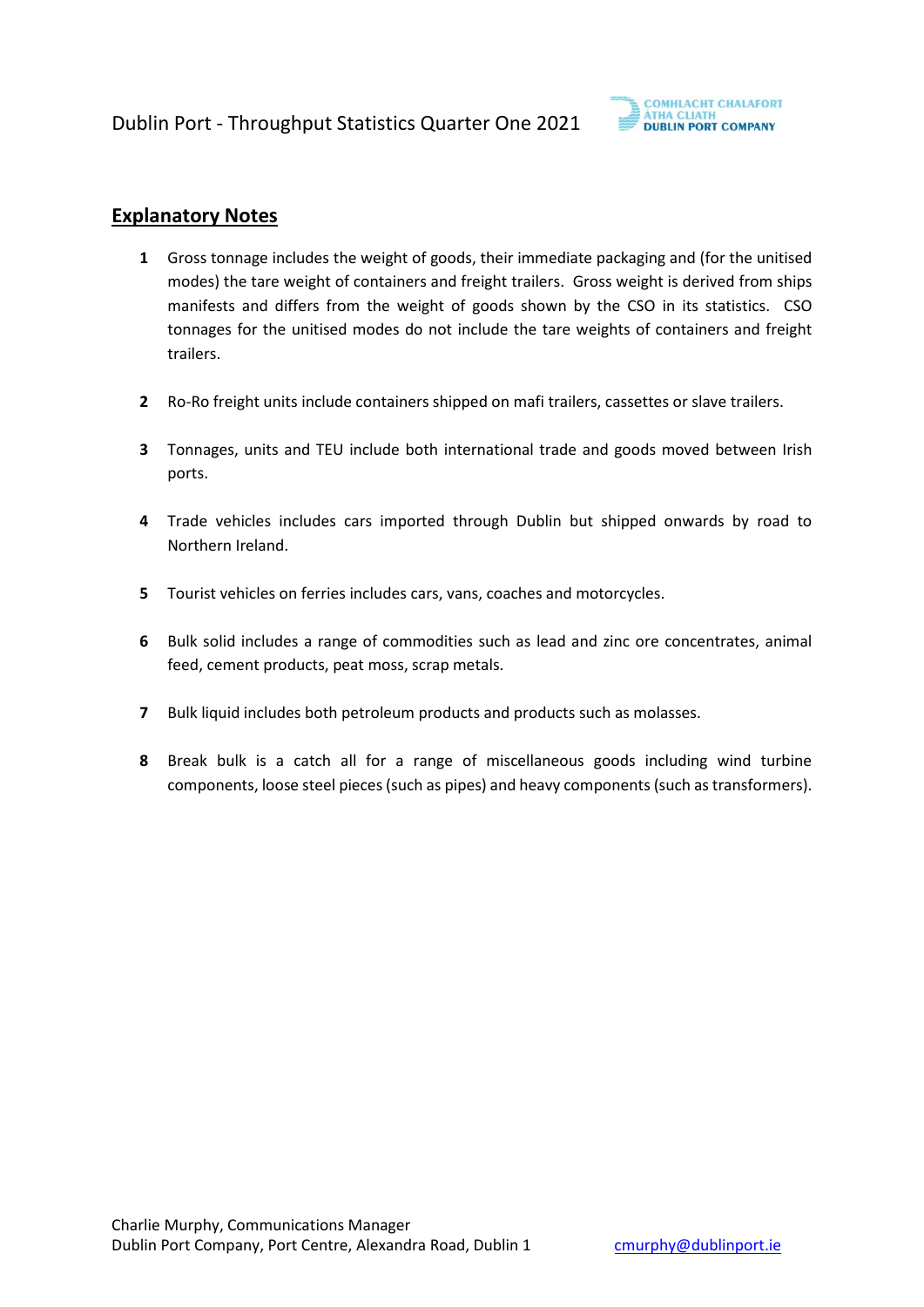## Explanatory Notes

1. Gross tonnage includes the weight of goods, their immediate packaging and (for the unitised modes) the tare weight of containers and freight trailers. Gross weight is derived from ships manifests and differs from the weight of goods shown by the CSO in its statistics. CSO tonnages for the unitised modes do not include the tare weights of containers and freight trailers.

2. Ro-Ro freight units include containers shipped on mafi trailers, cassettes or slave trailers.

3. Tonnages, units and TEU include both international trade and goods moved between Irish ports.

4. Trade vehicles includes cars imported through Dublin but shipped onwards by road to Northern Ireland.

5. Tourist vehicles on ferries includes cars, vans, coaches and motorcycles.

6. Bulk solid includes a range of commodities such as lead and zinc ore concentrates, animal feed, cement products, peat moss, scrap metals.

7. Bulk liquid includes both petroleum products and products such as molasses.

8. Break bulk is a catch all for a range of miscellaneous goods including wind turbine components, loose steel pieces (such as pipes) and heavy components (such as transformers).

Charlie Murphy, Communications Manager
Dublin Port Company, Port Centre, Alexandra Road, Dublin 1 cmurphy@dublinport.ie